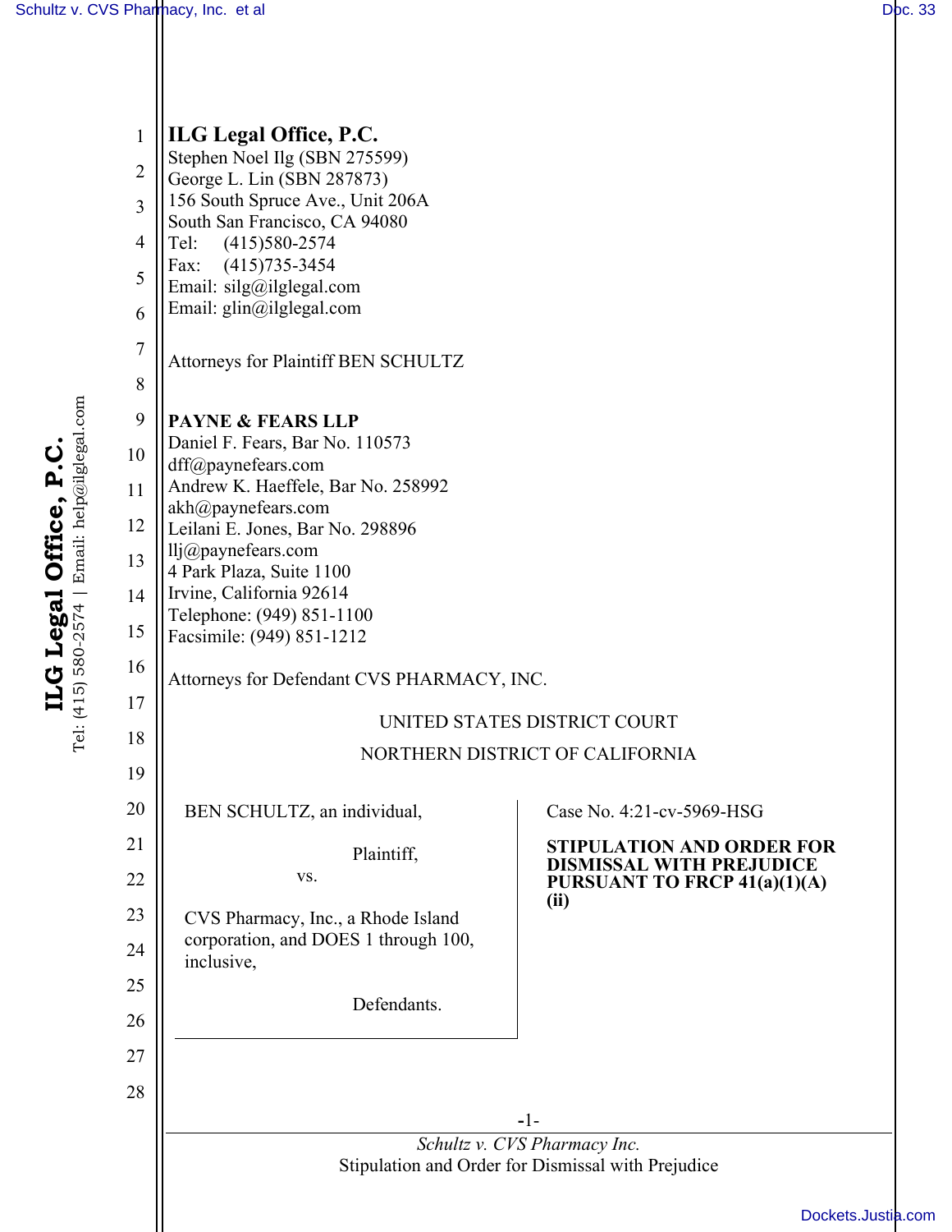**ILG Legal Office, P.C.**
Stephen Noel Ilg (SBN 275599)
George L. Lin (SBN 287873)
156 South Spruce Ave., Unit 206A
South San Francisco, CA 94080
Tel: (415)580-2574
Fax: (415)735-3454
Email: silg@ilglegal.com
Email: glin@ilglegal.com

Attorneys for Plaintiff BEN SCHULTZ

**PAYNE & FEARS LLP**
Daniel F. Fears, Bar No. 110573
dff@paynefears.com
Andrew K. Haeffele, Bar No. 258992
akh@paynefears.com
Leilani E. Jones, Bar No. 298896
llj@paynefears.com
4 Park Plaza, Suite 1100
Irvine, California 92614
Telephone: (949) 851-1100
Facsimile: (949) 851-1212

Attorneys for Defendant CVS PHARMACY, INC.

UNITED STATES DISTRICT COURT

NORTHERN DISTRICT OF CALIFORNIA

BEN SCHULTZ, an individual,

Plaintiff,

vs.

CVS Pharmacy, Inc., a Rhode Island corporation, and DOES 1 through 100, inclusive,

Defendants.

Case No. 4:21-cv-5969-HSG

**STIPULATION AND ORDER FOR DISMISSAL WITH PREJUDICE PURSUANT TO FRCP 41(a)(1)(A)(ii)**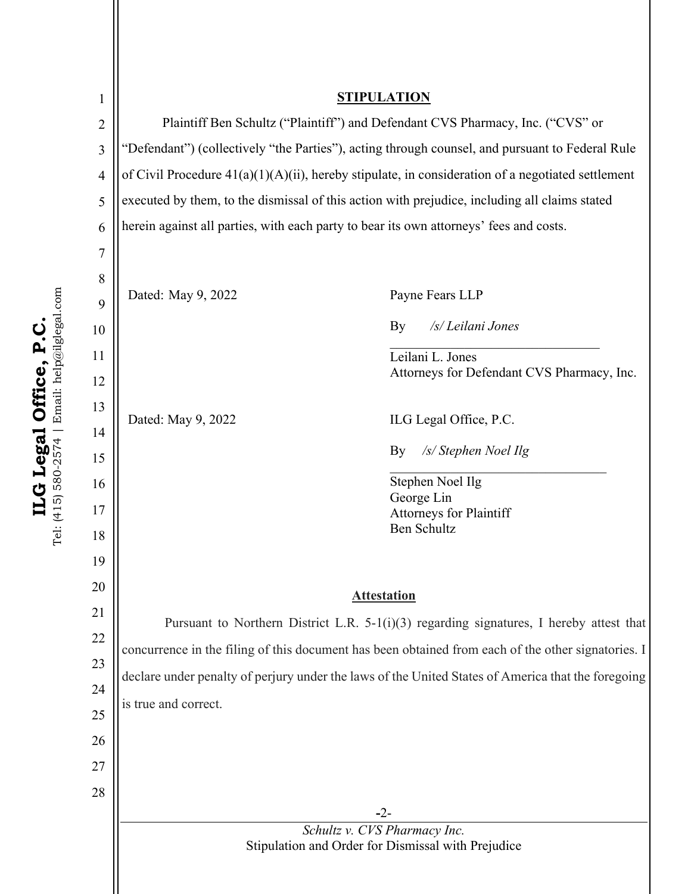## STIPULATION

Plaintiff Ben Schultz ("Plaintiff") and Defendant CVS Pharmacy, Inc. ("CVS" or "Defendant") (collectively "the Parties"), acting through counsel, and pursuant to Federal Rule of Civil Procedure 41(a)(1)(A)(ii), hereby stipulate, in consideration of a negotiated settlement executed by them, to the dismissal of this action with prejudice, including all claims stated herein against all parties, with each party to bear its own attorneys' fees and costs.

Dated: May 9, 2022

Payne Fears LLP

By *_/s/ Leilani Jones_*

Leilani L. Jones
Attorneys for Defendant CVS Pharmacy, Inc.

Dated: May 9, 2022

ILG Legal Office, P.C.

By *_/s/ Stephen Noel Ilg_*

Stephen Noel Ilg
George Lin
Attorneys for Plaintiff
Ben Schultz

## Attestation

Pursuant to Northern District L.R. 5-1(i)(3) regarding signatures, I hereby attest that concurrence in the filing of this document has been obtained from each of the other signatories. I declare under penalty of perjury under the laws of the United States of America that the foregoing is true and correct.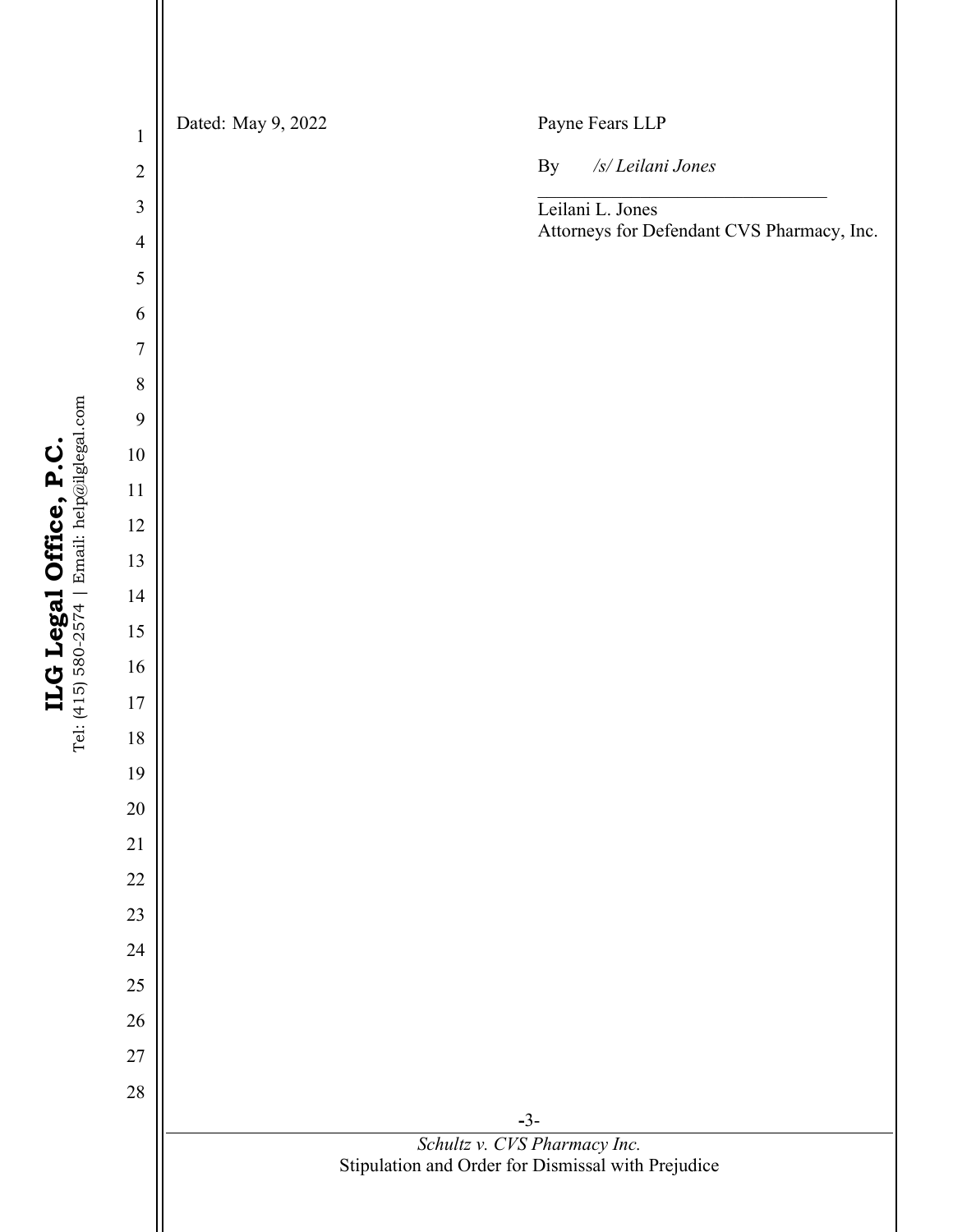Dated: May 9, 2022

Payne Fears LLP

By *[/s/ Leilani Jones]*

Leilani L. Jones
Attorneys for Defendant CVS Pharmacy, Inc.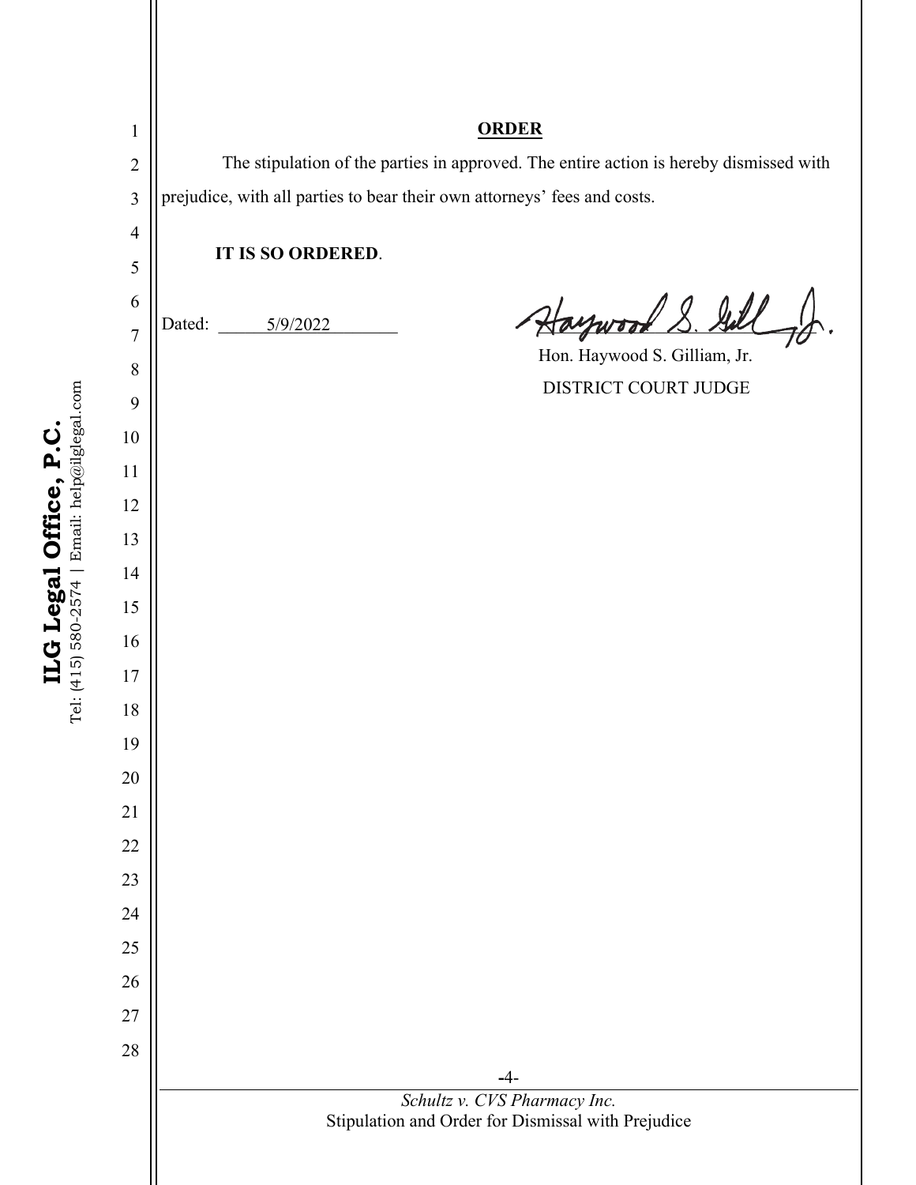**ORDER**

The stipulation of the parties in approved. The entire action is hereby dismissed with prejudice, with all parties to bear their own attorneys' fees and costs.

**IT IS SO ORDERED**.

Dated: 5/9/2022

Haywood S. Gilliam, Jr.

Hon. Haywood S. Gilliam, Jr.
DISTRICT COURT JUDGE